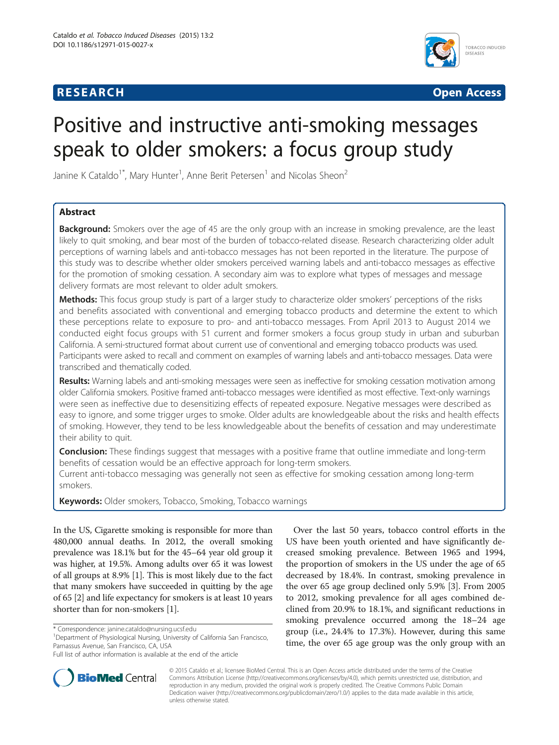**RESEARCH** **Open Access**

# Positive and instructive anti-smoking messages speak to older smokers: a focus group study

Janine K Cataldo[1*], Mary Hunter[1], Anne Berit Petersen[1] and Nicolas Sheon[2]

## Abstract

**Background:** Smokers over the age of 45 are the only group with an increase in smoking prevalence, are the least likely to quit smoking, and bear most of the burden of tobacco-related disease. Research characterizing older adult perceptions of warning labels and anti-tobacco messages has not been reported in the literature. The purpose of this study was to describe whether older smokers perceived warning labels and anti-tobacco messages as effective for the promotion of smoking cessation. A secondary aim was to explore what types of messages and message delivery formats are most relevant to older adult smokers.

**Methods:** This focus group study is part of a larger study to characterize older smokers' perceptions of the risks and benefits associated with conventional and emerging tobacco products and determine the extent to which these perceptions relate to exposure to pro- and anti-tobacco messages. From April 2013 to August 2014 we conducted eight focus groups with 51 current and former smokers a focus group study in urban and suburban California. A semi-structured format about current use of conventional and emerging tobacco products was used. Participants were asked to recall and comment on examples of warning labels and anti-tobacco messages. Data were transcribed and thematically coded.

**Results:** Warning labels and anti-smoking messages were seen as ineffective for smoking cessation motivation among older California smokers. Positive framed anti-tobacco messages were identified as most effective. Text-only warnings were seen as ineffective due to desensitizing effects of repeated exposure. Negative messages were described as easy to ignore, and some trigger urges to smoke. Older adults are knowledgeable about the risks and health effects of smoking. However, they tend to be less knowledgeable about the benefits of cessation and may underestimate their ability to quit.

**Conclusion:** These findings suggest that messages with a positive frame that outline immediate and long-term benefits of cessation would be an effective approach for long-term smokers.

Current anti-tobacco messaging was generally not seen as effective for smoking cessation among long-term smokers.

**Keywords:** Older smokers, Tobacco, Smoking, Tobacco warnings

In the US, Cigarette smoking is responsible for more than 480,000 annual deaths. In 2012, the overall smoking prevalence was 18.1% but for the 45–64 year old group it was higher, at 19.5%. Among adults over 65 it was lowest of all groups at 8.9% [1]. This is most likely due to the fact that many smokers have succeeded in quitting by the age of 65 [2] and life expectancy for smokers is at least 10 years shorter than for non-smokers [1].

Over the last 50 years, tobacco control efforts in the US have been youth oriented and have significantly decreased smoking prevalence. Between 1965 and 1994, the proportion of smokers in the US under the age of 65 decreased by 18.4%. In contrast, smoking prevalence in the over 65 age group declined only 5.9% [3]. From 2005 to 2012, smoking prevalence for all ages combined declined from 20.9% to 18.1%, and significant reductions in smoking prevalence occurred among the 18–24 age group (i.e., 24.4% to 17.3%). However, during this same time, the over 65 age group was the only group with an

\* Correspondence: janine.cataldo@nursing.ucsf.edu
[1]Department of Physiological Nursing, University of California San Francisco, Parnassus Avenue, San Francisco, CA, USA
Full list of author information is available at the end of the article

© 2015 Cataldo et al.; licensee BioMed Central. This is an Open Access article distributed under the terms of the Creative Commons Attribution License (http://creativecommons.org/licenses/by/4.0), which permits unrestricted use, distribution, and reproduction in any medium, provided the original work is properly credited. The Creative Commons Public Domain Dedication waiver (http://creativecommons.org/publicdomain/zero/1.0/) applies to the data made available in this article, unless otherwise stated.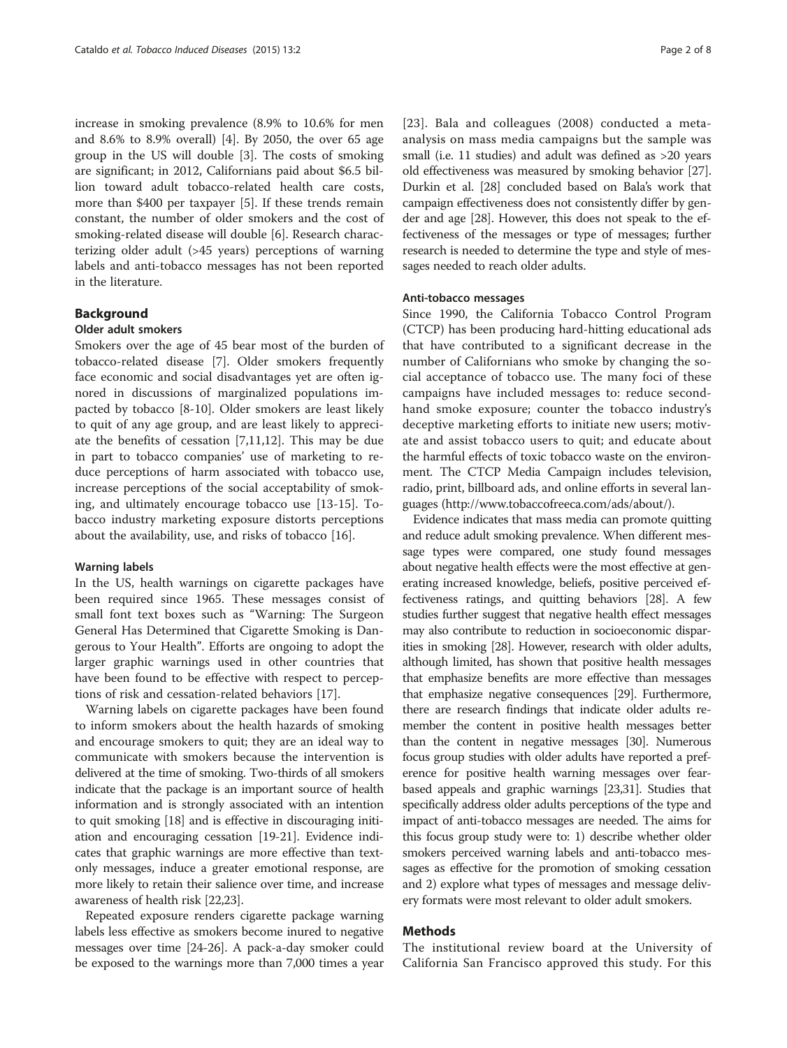increase in smoking prevalence (8.9% to 10.6% for men and 8.6% to 8.9% overall) [4]. By 2050, the over 65 age group in the US will double [3]. The costs of smoking are significant; in 2012, Californians paid about $6.5 billion toward adult tobacco-related health care costs, more than $400 per taxpayer [5]. If these trends remain constant, the number of older smokers and the cost of smoking-related disease will double [6]. Research characterizing older adult (>45 years) perceptions of warning labels and anti-tobacco messages has not been reported in the literature.

## Background

### Older adult smokers

Smokers over the age of 45 bear most of the burden of tobacco-related disease [7]. Older smokers frequently face economic and social disadvantages yet are often ignored in discussions of marginalized populations impacted by tobacco [8-10]. Older smokers are least likely to quit of any age group, and are least likely to appreciate the benefits of cessation [7,11,12]. This may be due in part to tobacco companies' use of marketing to reduce perceptions of harm associated with tobacco use, increase perceptions of the social acceptability of smoking, and ultimately encourage tobacco use [13-15]. Tobacco industry marketing exposure distorts perceptions about the availability, use, and risks of tobacco [16].

#### Warning labels

In the US, health warnings on cigarette packages have been required since 1965. These messages consist of small font text boxes such as "Warning: The Surgeon General Has Determined that Cigarette Smoking is Dangerous to Your Health". Efforts are ongoing to adopt the larger graphic warnings used in other countries that have been found to be effective with respect to perceptions of risk and cessation-related behaviors [17].

Warning labels on cigarette packages have been found to inform smokers about the health hazards of smoking and encourage smokers to quit; they are an ideal way to communicate with smokers because the intervention is delivered at the time of smoking. Two-thirds of all smokers indicate that the package is an important source of health information and is strongly associated with an intention to quit smoking [18] and is effective in discouraging initiation and encouraging cessation [19-21]. Evidence indicates that graphic warnings are more effective than text-only messages, induce a greater emotional response, are more likely to retain their salience over time, and increase awareness of health risk [22,23].

Repeated exposure renders cigarette package warning labels less effective as smokers become inured to negative messages over time [24-26]. A pack-a-day smoker could be exposed to the warnings more than 7,000 times a year [23]. Bala and colleagues (2008) conducted a meta-analysis on mass media campaigns but the sample was small (i.e. 11 studies) and adult was defined as >20 years old effectiveness was measured by smoking behavior [27]. Durkin et al. [28] concluded based on Bala's work that campaign effectiveness does not consistently differ by gender and age [28]. However, this does not speak to the effectiveness of the messages or type of messages; further research is needed to determine the type and style of messages needed to reach older adults.

#### Anti-tobacco messages

Since 1990, the California Tobacco Control Program (CTCP) has been producing hard-hitting educational ads that have contributed to a significant decrease in the number of Californians who smoke by changing the social acceptance of tobacco use. The many foci of these campaigns have included messages to: reduce secondhand smoke exposure; counter the tobacco industry's deceptive marketing efforts to initiate new users; motivate and assist tobacco users to quit; and educate about the harmful effects of toxic tobacco waste on the environment. The CTCP Media Campaign includes television, radio, print, billboard ads, and online efforts in several languages (http://www.tobaccofreeca.com/ads/about/).

Evidence indicates that mass media can promote quitting and reduce adult smoking prevalence. When different message types were compared, one study found messages about negative health effects were the most effective at generating increased knowledge, beliefs, positive perceived effectiveness ratings, and quitting behaviors [28]. A few studies further suggest that negative health effect messages may also contribute to reduction in socioeconomic disparities in smoking [28]. However, research with older adults, although limited, has shown that positive health messages that emphasize benefits are more effective than messages that emphasize negative consequences [29]. Furthermore, there are research findings that indicate older adults remember the content in positive health messages better than the content in negative messages [30]. Numerous focus group studies with older adults have reported a preference for positive health warning messages over fear-based appeals and graphic warnings [23,31]. Studies that specifically address older adults perceptions of the type and impact of anti-tobacco messages are needed. The aims for this focus group study were to: 1) describe whether older smokers perceived warning labels and anti-tobacco messages as effective for the promotion of smoking cessation and 2) explore what types of messages and message delivery formats were most relevant to older adult smokers.

## Methods

The institutional review board at the University of California San Francisco approved this study. For this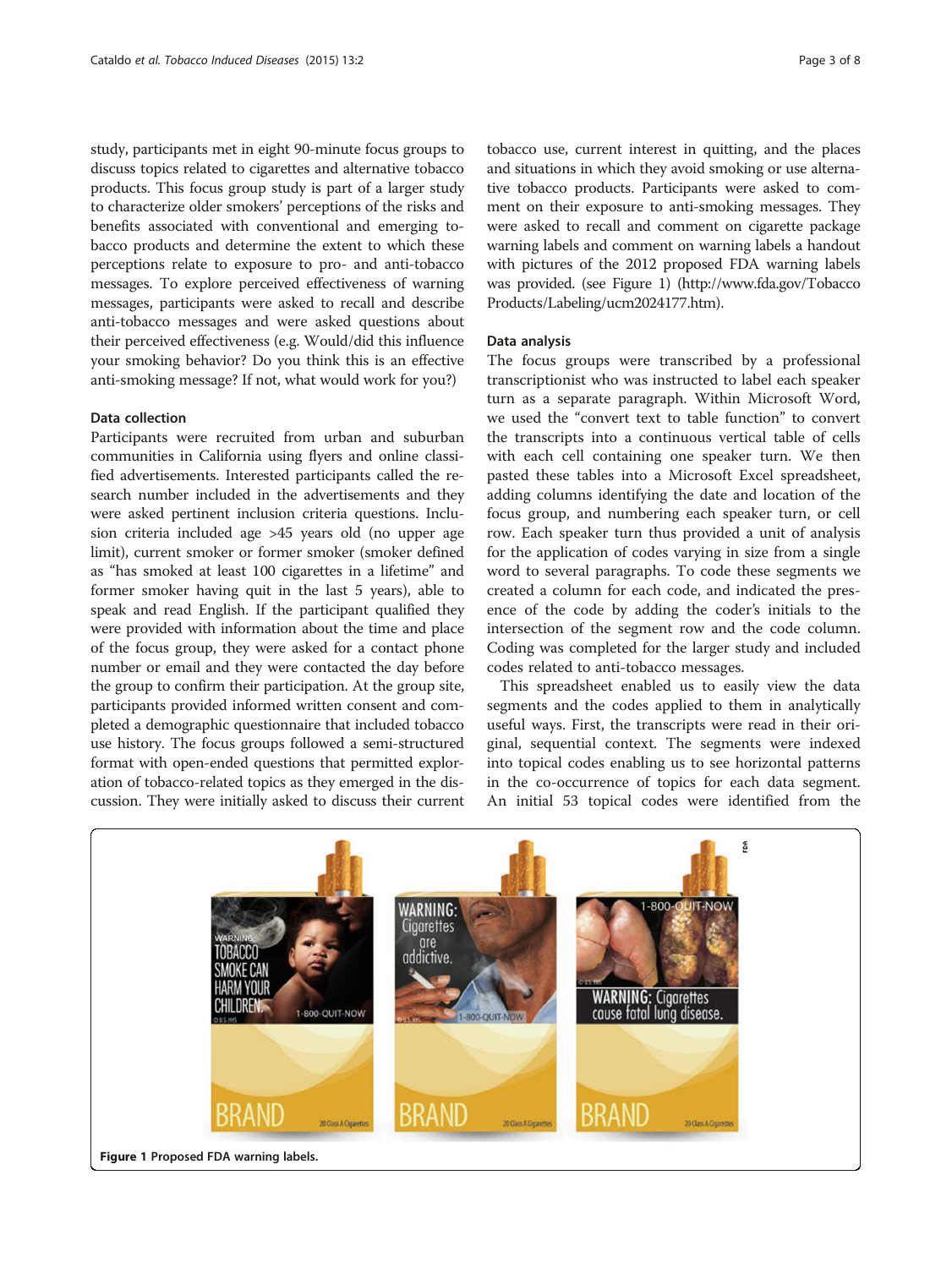study, participants met in eight 90-minute focus groups to discuss topics related to cigarettes and alternative tobacco products. This focus group study is part of a larger study to characterize older smokers' perceptions of the risks and benefits associated with conventional and emerging tobacco products and determine the extent to which these perceptions relate to exposure to pro- and anti-tobacco messages. To explore perceived effectiveness of warning messages, participants were asked to recall and describe anti-tobacco messages and were asked questions about their perceived effectiveness (e.g. Would/did this influence your smoking behavior? Do you think this is an effective anti-smoking message? If not, what would work for you?)

### Data collection

Participants were recruited from urban and suburban communities in California using flyers and online classified advertisements. Interested participants called the research number included in the advertisements and they were asked pertinent inclusion criteria questions. Inclusion criteria included age >45 years old (no upper age limit), current smoker or former smoker (smoker defined as "has smoked at least 100 cigarettes in a lifetime" and former smoker having quit in the last 5 years), able to speak and read English. If the participant qualified they were provided with information about the time and place of the focus group, they were asked for a contact phone number or email and they were contacted the day before the group to confirm their participation. At the group site, participants provided informed written consent and completed a demographic questionnaire that included tobacco use history. The focus groups followed a semi-structured format with open-ended questions that permitted exploration of tobacco-related topics as they emerged in the discussion. They were initially asked to discuss their current tobacco use, current interest in quitting, and the places and situations in which they avoid smoking or use alternative tobacco products. Participants were asked to comment on their exposure to anti-smoking messages. They were asked to recall and comment on cigarette package warning labels and comment on warning labels a handout with pictures of the 2012 proposed FDA warning labels was provided. (see Figure 1) (http://www.fda.gov/TobaccoProducts/Labeling/ucm2024177.htm).

### Data analysis

The focus groups were transcribed by a professional transcriptionist who was instructed to label each speaker turn as a separate paragraph. Within Microsoft Word, we used the "convert text to table function" to convert the transcripts into a continuous vertical table of cells with each cell containing one speaker turn. We then pasted these tables into a Microsoft Excel spreadsheet, adding columns identifying the date and location of the focus group, and numbering each speaker turn, or cell row. Each speaker turn thus provided a unit of analysis for the application of codes varying in size from a single word to several paragraphs. To code these segments we created a column for each code, and indicated the presence of the code by adding the coder's initials to the intersection of the segment row and the code column. Coding was completed for the larger study and included codes related to anti-tobacco messages.

This spreadsheet enabled us to easily view the data segments and the codes applied to them in analytically useful ways. First, the transcripts were read in their original, sequential context. The segments were indexed into topical codes enabling us to see horizontal patterns in the co-occurrence of topics for each data segment. An initial 53 topical codes were identified from the

**Figure 1** Proposed FDA warning labels.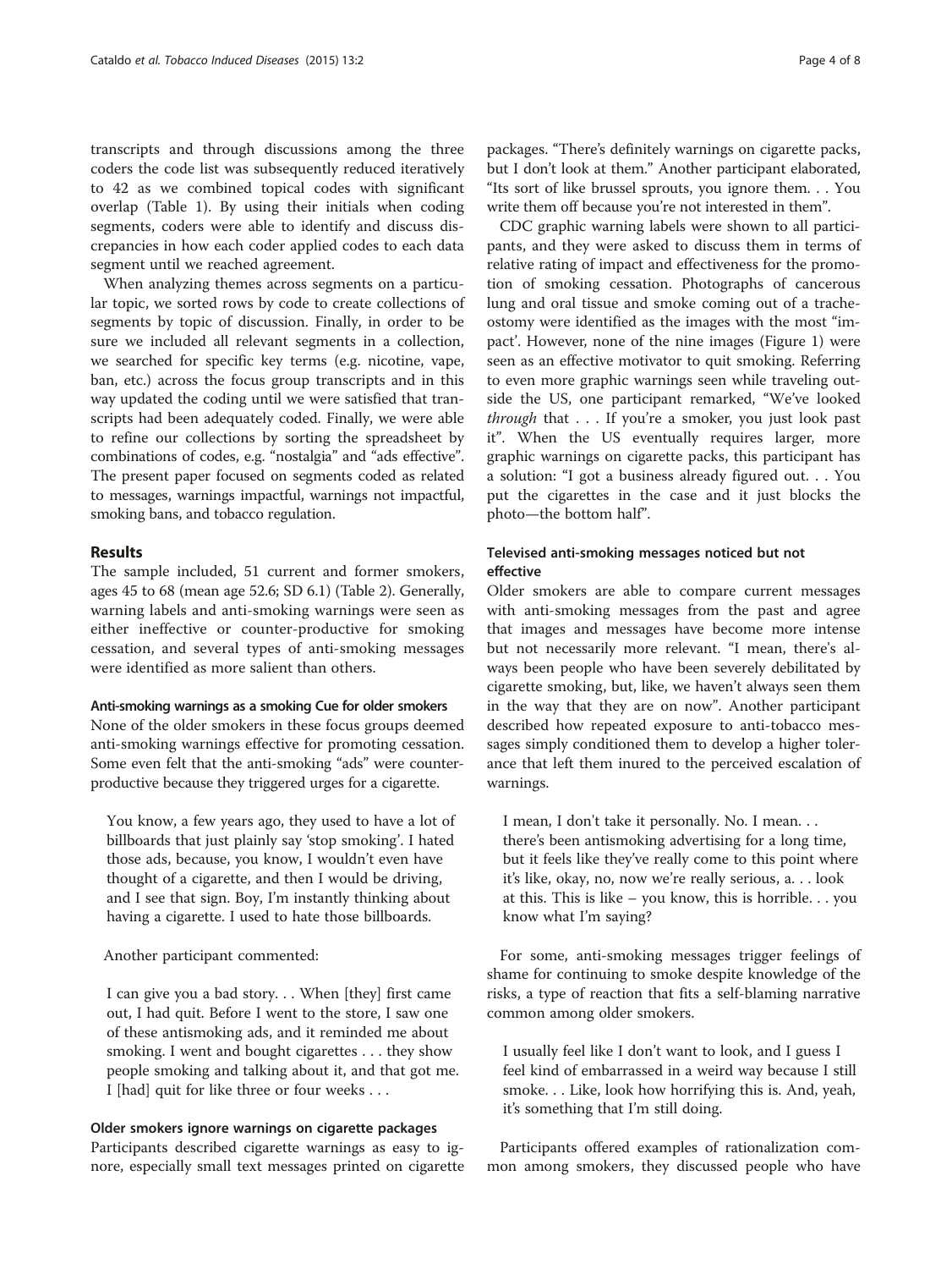transcripts and through discussions among the three coders the code list was subsequently reduced iteratively to 42 as we combined topical codes with significant overlap (Table 1). By using their initials when coding segments, coders were able to identify and discuss discrepancies in how each coder applied codes to each data segment until we reached agreement.

When analyzing themes across segments on a particular topic, we sorted rows by code to create collections of segments by topic of discussion. Finally, in order to be sure we included all relevant segments in a collection, we searched for specific key terms (e.g. nicotine, vape, ban, etc.) across the focus group transcripts and in this way updated the coding until we were satisfied that transcripts had been adequately coded. Finally, we were able to refine our collections by sorting the spreadsheet by combinations of codes, e.g. "nostalgia" and "ads effective". The present paper focused on segments coded as related to messages, warnings impactful, warnings not impactful, smoking bans, and tobacco regulation.

## Results

The sample included, 51 current and former smokers, ages 45 to 68 (mean age 52.6; SD 6.1) (Table 2). Generally, warning labels and anti-smoking warnings were seen as either ineffective or counter-productive for smoking cessation, and several types of anti-smoking messages were identified as more salient than others.

### Anti-smoking warnings as a smoking Cue for older smokers

None of the older smokers in these focus groups deemed anti-smoking warnings effective for promoting cessation. Some even felt that the anti-smoking "ads" were counter-productive because they triggered urges for a cigarette.

> You know, a few years ago, they used to have a lot of billboards that just plainly say 'stop smoking'. I hated those ads, because, you know, I wouldn't even have thought of a cigarette, and then I would be driving, and I see that sign. Boy, I'm instantly thinking about having a cigarette. I used to hate those billboards.

Another participant commented:

> I can give you a bad story. . . When [they] first came out, I had quit. Before I went to the store, I saw one of these antismoking ads, and it reminded me about smoking. I went and bought cigarettes . . . they show people smoking and talking about it, and that got me. I [had] quit for like three or four weeks . . .

### Older smokers ignore warnings on cigarette packages

Participants described cigarette warnings as easy to ignore, especially small text messages printed on cigarette packages. "There's definitely warnings on cigarette packs, but I don't look at them." Another participant elaborated, "Its sort of like brussel sprouts, you ignore them. . . You write them off because you're not interested in them".

CDC graphic warning labels were shown to all participants, and they were asked to discuss them in terms of relative rating of impact and effectiveness for the promotion of smoking cessation. Photographs of cancerous lung and oral tissue and smoke coming out of a tracheostomy were identified as the images with the most "impact'. However, none of the nine images (Figure 1) were seen as an effective motivator to quit smoking. Referring to even more graphic warnings seen while traveling outside the US, one participant remarked, "We've looked *through* that . . . If you're a smoker, you just look past it". When the US eventually requires larger, more graphic warnings on cigarette packs, this participant has a solution: "I got a business already figured out. . . You put the cigarettes in the case and it just blocks the photo—the bottom half".

### Televised anti-smoking messages noticed but not effective

Older smokers are able to compare current messages with anti-smoking messages from the past and agree that images and messages have become more intense but not necessarily more relevant. "I mean, there's always been people who have been severely debilitated by cigarette smoking, but, like, we haven't always seen them in the way that they are on now". Another participant described how repeated exposure to anti-tobacco messages simply conditioned them to develop a higher tolerance that left them inured to the perceived escalation of warnings.

> I mean, I don't take it personally. No. I mean. . . there's been antismoking advertising for a long time, but it feels like they've really come to this point where it's like, okay, no, now we're really serious, a. . . look at this. This is like – you know, this is horrible. . . you know what I'm saying?

For some, anti-smoking messages trigger feelings of shame for continuing to smoke despite knowledge of the risks, a type of reaction that fits a self-blaming narrative common among older smokers.

> I usually feel like I don't want to look, and I guess I feel kind of embarrassed in a weird way because I still smoke. . . Like, look how horrifying this is. And, yeah, it's something that I'm still doing.

Participants offered examples of rationalization common among smokers, they discussed people who have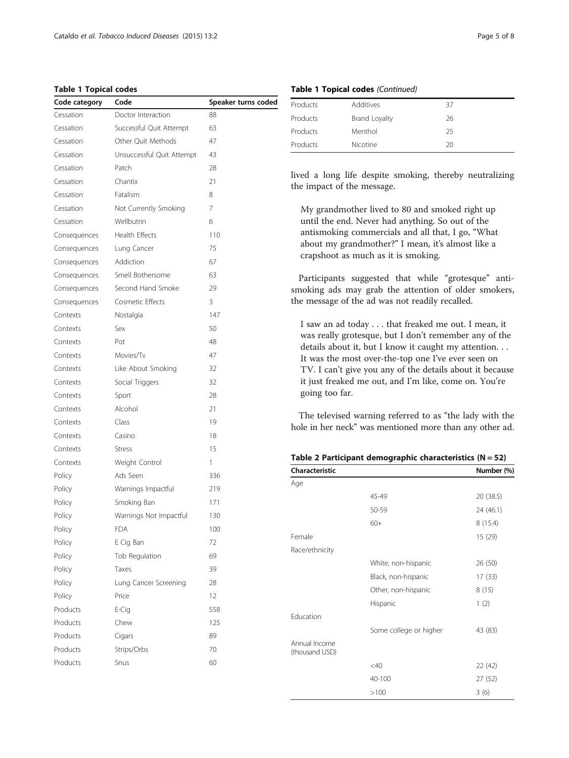**Table 1 Topical codes**

| Code category | Code | Speaker turns coded |
|---|---|---|
| Cessation | Doctor Interaction | 88 |
| Cessation | Successful Quit Attempt | 63 |
| Cessation | Other Quit Methods | 47 |
| Cessation | Unsuccessful Quit Attempt | 43 |
| Cessation | Patch | 28 |
| Cessation | Chantix | 21 |
| Cessation | Fatalism | 8 |
| Cessation | Not Currently Smoking | 7 |
| Cessation | Wellbutrin | 6 |
| Consequences | Health Effects | 110 |
| Consequences | Lung Cancer | 75 |
| Consequences | Addiction | 67 |
| Consequences | Smell Bothersome | 63 |
| Consequences | Second Hand Smoke | 29 |
| Consequences | Cosmetic Effects | 3 |
| Contexts | Nostalgia | 147 |
| Contexts | Sex | 50 |
| Contexts | Pot | 48 |
| Contexts | Movies/Tv | 47 |
| Contexts | Like About Smoking | 32 |
| Contexts | Social Triggers | 32 |
| Contexts | Sport | 28 |
| Contexts | Alcohol | 21 |
| Contexts | Class | 19 |
| Contexts | Casino | 18 |
| Contexts | Stress | 15 |
| Contexts | Weight Control | 1 |
| Policy | Ads Seen | 336 |
| Policy | Warnings Impactful | 219 |
| Policy | Smoking Ban | 171 |
| Policy | Warnings Not Impactful | 130 |
| Policy | FDA | 100 |
| Policy | E Cig Ban | 72 |
| Policy | Tob Regulation | 69 |
| Policy | Taxes | 39 |
| Policy | Lung Cancer Screening | 28 |
| Policy | Price | 12 |
| Products | E-Cig | 558 |
| Products | Chew | 125 |
| Products | Cigars | 89 |
| Products | Strips/Orbs | 70 |
| Products | Snus | 60 |
| Products | Additives | 37 |
| Products | Brand Loyalty | 26 |
| Products | Menthol | 25 |
| Products | Nicotine | 20 |

lived a long life despite smoking, thereby neutralizing the impact of the message.

> My grandmother lived to 80 and smoked right up until the end. Never had anything. So out of the antismoking commercials and all that, I go, "What about my grandmother?" I mean, it's almost like a crapshoot as much as it is smoking.

Participants suggested that while "grotesque" anti-smoking ads may grab the attention of older smokers, the message of the ad was not readily recalled.

> I saw an ad today . . . that freaked me out. I mean, it was really grotesque, but I don't remember any of the details about it, but I know it caught my attention. . . It was the most over-the-top one I've ever seen on TV. I can't give you any of the details about it because it just freaked me out, and I'm like, come on. You're going too far.

The televised warning referred to as "the lady with the hole in her neck" was mentioned more than any other ad.

**Table 2 Participant demographic characteristics (N = 52)**

| Characteristic | | Number (%) |
|---|---|---|
| Age | | |
| | 45-49 | 20 (38.5) |
| | 50-59 | 24 (46.1) |
| | 60+ | 8 (15.4) |
| Female | | 15 (29) |
| Race/ethnicity | | |
| | White, non-hispanic | 26 (50) |
| | Black, non-hispanic | 17 (33) |
| | Other, non-hispanic | 8 (15) |
| | Hispanic | 1 (2) |
| Education | | |
| | Some college or higher | 43 (83) |
| Annual Income (thousand USD) | | |
| | <40 | 22 (42) |
| | 40-100 | 27 (52) |
| | >100 | 3 (6) |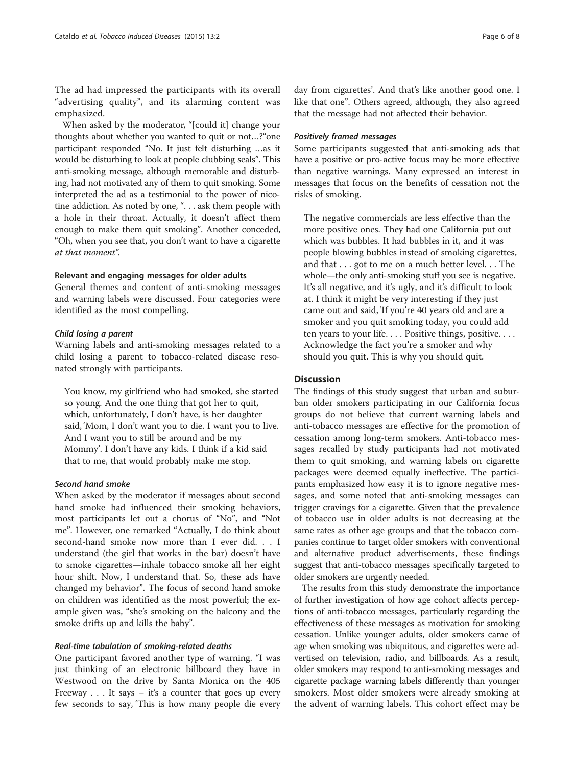The ad had impressed the participants with its overall "advertising quality", and its alarming content was emphasized.

When asked by the moderator, "[could it] change your thoughts about whether you wanted to quit or not…?"one participant responded "No. It just felt disturbing …as it would be disturbing to look at people clubbing seals". This anti-smoking message, although memorable and disturbing, had not motivated any of them to quit smoking. Some interpreted the ad as a testimonial to the power of nicotine addiction. As noted by one, ". . . ask them people with a hole in their throat. Actually, it doesn't affect them enough to make them quit smoking". Another conceded, "Oh, when you see that, you don't want to have a cigarette *at that moment*".

### Relevant and engaging messages for older adults

General themes and content of anti-smoking messages and warning labels were discussed. Four categories were identified as the most compelling.

#### *Child losing a parent*

Warning labels and anti-smoking messages related to a child losing a parent to tobacco-related disease resonated strongly with participants.

> You know, my girlfriend who had smoked, she started so young. And the one thing that got her to quit, which, unfortunately, I don't have, is her daughter said, 'Mom, I don't want you to die. I want you to live. And I want you to still be around and be my Mommy'. I don't have any kids. I think if a kid said that to me, that would probably make me stop.

#### *Second hand smoke*

When asked by the moderator if messages about second hand smoke had influenced their smoking behaviors, most participants let out a chorus of "No", and "Not me". However, one remarked "Actually, I do think about second-hand smoke now more than I ever did. . . I understand (the girl that works in the bar) doesn't have to smoke cigarettes—inhale tobacco smoke all her eight hour shift. Now, I understand that. So, these ads have changed my behavior". The focus of second hand smoke on children was identified as the most powerful; the example given was, "she's smoking on the balcony and the smoke drifts up and kills the baby".

#### *Real-time tabulation of smoking-related deaths*

One participant favored another type of warning. "I was just thinking of an electronic billboard they have in Westwood on the drive by Santa Monica on the 405 Freeway . . . It says – it's a counter that goes up every few seconds to say, 'This is how many people die every day from cigarettes'. And that's like another good one. I like that one". Others agreed, although, they also agreed that the message had not affected their behavior.

#### *Positively framed messages*

Some participants suggested that anti-smoking ads that have a positive or pro-active focus may be more effective than negative warnings. Many expressed an interest in messages that focus on the benefits of cessation not the risks of smoking.

> The negative commercials are less effective than the more positive ones. They had one California put out which was bubbles. It had bubbles in it, and it was people blowing bubbles instead of smoking cigarettes, and that . . . got to me on a much better level. . . The whole—the only anti-smoking stuff you see is negative. It's all negative, and it's ugly, and it's difficult to look at. I think it might be very interesting if they just came out and said, 'If you're 40 years old and are a smoker and you quit smoking today, you could add ten years to your life. . . . Positive things, positive. . . . Acknowledge the fact you're a smoker and why should you quit. This is why you should quit.

## Discussion

The findings of this study suggest that urban and suburban older smokers participating in our California focus groups do not believe that current warning labels and anti-tobacco messages are effective for the promotion of cessation among long-term smokers. Anti-tobacco messages recalled by study participants had not motivated them to quit smoking, and warning labels on cigarette packages were deemed equally ineffective. The participants emphasized how easy it is to ignore negative messages, and some noted that anti-smoking messages can trigger cravings for a cigarette. Given that the prevalence of tobacco use in older adults is not decreasing at the same rates as other age groups and that the tobacco companies continue to target older smokers with conventional and alternative product advertisements, these findings suggest that anti-tobacco messages specifically targeted to older smokers are urgently needed.

The results from this study demonstrate the importance of further investigation of how age cohort affects perceptions of anti-tobacco messages, particularly regarding the effectiveness of these messages as motivation for smoking cessation. Unlike younger adults, older smokers came of age when smoking was ubiquitous, and cigarettes were advertised on television, radio, and billboards. As a result, older smokers may respond to anti-smoking messages and cigarette package warning labels differently than younger smokers. Most older smokers were already smoking at the advent of warning labels. This cohort effect may be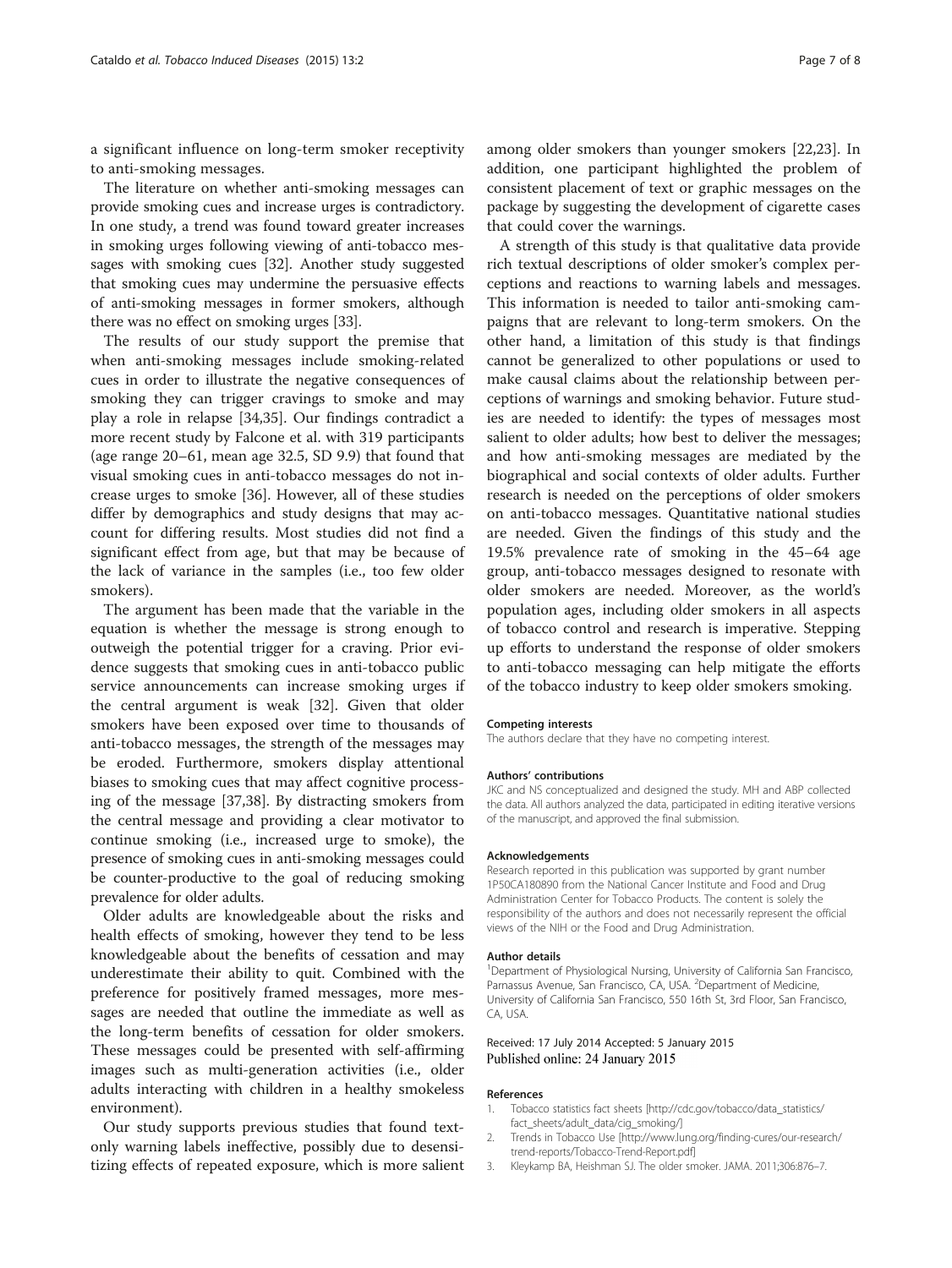a significant influence on long-term smoker receptivity to anti-smoking messages.

The literature on whether anti-smoking messages can provide smoking cues and increase urges is contradictory. In one study, a trend was found toward greater increases in smoking urges following viewing of anti-tobacco messages with smoking cues [32]. Another study suggested that smoking cues may undermine the persuasive effects of anti-smoking messages in former smokers, although there was no effect on smoking urges [33].

The results of our study support the premise that when anti-smoking messages include smoking-related cues in order to illustrate the negative consequences of smoking they can trigger cravings to smoke and may play a role in relapse [34,35]. Our findings contradict a more recent study by Falcone et al. with 319 participants (age range 20–61, mean age 32.5, SD 9.9) that found that visual smoking cues in anti-tobacco messages do not increase urges to smoke [36]. However, all of these studies differ by demographics and study designs that may account for differing results. Most studies did not find a significant effect from age, but that may be because of the lack of variance in the samples (i.e., too few older smokers).

The argument has been made that the variable in the equation is whether the message is strong enough to outweigh the potential trigger for a craving. Prior evidence suggests that smoking cues in anti-tobacco public service announcements can increase smoking urges if the central argument is weak [32]. Given that older smokers have been exposed over time to thousands of anti-tobacco messages, the strength of the messages may be eroded. Furthermore, smokers display attentional biases to smoking cues that may affect cognitive processing of the message [37,38]. By distracting smokers from the central message and providing a clear motivator to continue smoking (i.e., increased urge to smoke), the presence of smoking cues in anti-smoking messages could be counter-productive to the goal of reducing smoking prevalence for older adults.

Older adults are knowledgeable about the risks and health effects of smoking, however they tend to be less knowledgeable about the benefits of cessation and may underestimate their ability to quit. Combined with the preference for positively framed messages, more messages are needed that outline the immediate as well as the long-term benefits of cessation for older smokers. These messages could be presented with self-affirming images such as multi-generation activities (i.e., older adults interacting with children in a healthy smokeless environment).

Our study supports previous studies that found text-only warning labels ineffective, possibly due to desensitizing effects of repeated exposure, which is more salient among older smokers than younger smokers [22,23]. In addition, one participant highlighted the problem of consistent placement of text or graphic messages on the package by suggesting the development of cigarette cases that could cover the warnings.

A strength of this study is that qualitative data provide rich textual descriptions of older smoker's complex perceptions and reactions to warning labels and messages. This information is needed to tailor anti-smoking campaigns that are relevant to long-term smokers. On the other hand, a limitation of this study is that findings cannot be generalized to other populations or used to make causal claims about the relationship between perceptions of warnings and smoking behavior. Future studies are needed to identify: the types of messages most salient to older adults; how best to deliver the messages; and how anti-smoking messages are mediated by the biographical and social contexts of older adults. Further research is needed on the perceptions of older smokers on anti-tobacco messages. Quantitative national studies are needed. Given the findings of this study and the 19.5% prevalence rate of smoking in the 45–64 age group, anti-tobacco messages designed to resonate with older smokers are needed. Moreover, as the world's population ages, including older smokers in all aspects of tobacco control and research is imperative. Stepping up efforts to understand the response of older smokers to anti-tobacco messaging can help mitigate the efforts of the tobacco industry to keep older smokers smoking.

#### Competing interests

The authors declare that they have no competing interest.

#### Authors' contributions

JKC and NS conceptualized and designed the study. MH and ABP collected the data. All authors analyzed the data, participated in editing iterative versions of the manuscript, and approved the final submission.

#### Acknowledgements

Research reported in this publication was supported by grant number 1P50CA180890 from the National Cancer Institute and Food and Drug Administration Center for Tobacco Products. The content is solely the responsibility of the authors and does not necessarily represent the official views of the NIH or the Food and Drug Administration.

#### Author details

[1]Department of Physiological Nursing, University of California San Francisco, Parnassus Avenue, San Francisco, CA, USA. [2]Department of Medicine, University of California San Francisco, 550 16th St, 3rd Floor, San Francisco, CA, USA.

Received: 17 July 2014 Accepted: 5 January 2015
Published online: 24 January 2015

#### References

1. Tobacco statistics fact sheets [http://cdc.gov/tobacco/data_statistics/fact_sheets/adult_data/cig_smoking/]
2. Trends in Tobacco Use [http://www.lung.org/finding-cures/our-research/trend-reports/Tobacco-Trend-Report.pdf]
3. Kleykamp BA, Heishman SJ. The older smoker. JAMA. 2011;306:876–7.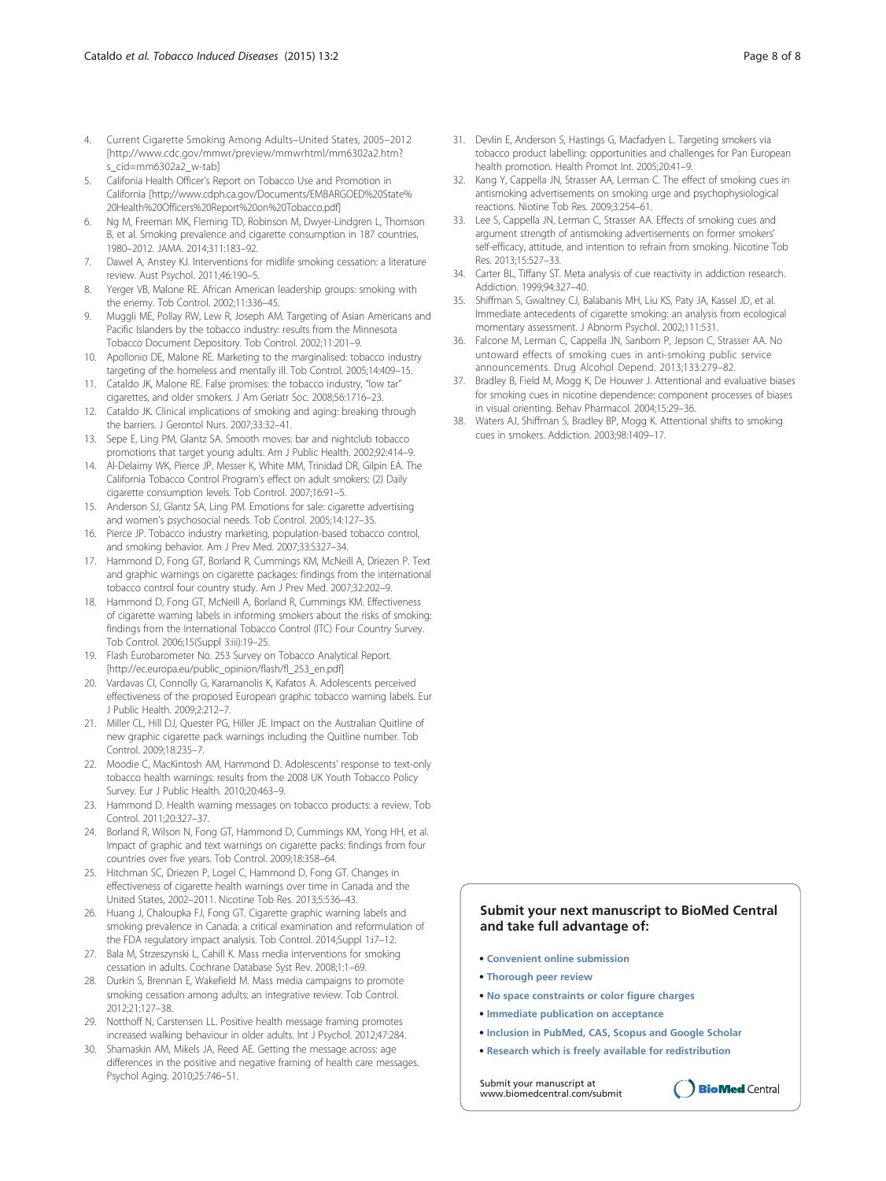4. Current Cigarette Smoking Among Adults–United States, 2005–2012 [http://www.cdc.gov/mmwr/preview/mmwrhtml/mm6302a2.htm?s_cid=mm6302a2_w-tab]
5. Califonia Health Officer's Report on Tobacco Use and Promotion in California [http://www.cdph.ca.gov/Documents/EMBARGOED%20State%20Health%20Officers%20Report%20on%20Tobacco.pdf]
6. Ng M, Freeman MK, Fleming TD, Robinson M, Dwyer-Lindgren L, Thomson B, et al. Smoking prevalence and cigarette consumption in 187 countries, 1980–2012. JAMA. 2014;311:183–92.
7. Dawel A, Anstey KJ. Interventions for midlife smoking cessation: a literature review. Aust Psychol. 2011;46:190–5.
8. Yerger VB, Malone RE. African American leadership groups: smoking with the enemy. Tob Control. 2002;11:336–45.
9. Muggli ME, Pollay RW, Lew R, Joseph AM. Targeting of Asian Americans and Pacific Islanders by the tobacco industry: results from the Minnesota Tobacco Document Depository. Tob Control. 2002;11:201–9.
10. Apollonio DE, Malone RE. Marketing to the marginalised: tobacco industry targeting of the homeless and mentally ill. Tob Control. 2005;14:409–15.
11. Cataldo JK, Malone RE. False promises: the tobacco industry, "low tar" cigarettes, and older smokers. J Am Geriatr Soc. 2008;56:1716–23.
12. Cataldo JK. Clinical implications of smoking and aging: breaking through the barriers. J Gerontol Nurs. 2007;33:32–41.
13. Sepe E, Ling PM, Glantz SA. Smooth moves: bar and nightclub tobacco promotions that target young adults. Am J Public Health. 2002;92:414–9.
14. Al-Delaimy WK, Pierce JP, Messer K, White MM, Trinidad DR, Gilpin EA. The California Tobacco Control Program's effect on adult smokers: (2) Daily cigarette consumption levels. Tob Control. 2007;16:91–5.
15. Anderson SJ, Glantz SA, Ling PM. Emotions for sale: cigarette advertising and women's psychosocial needs. Tob Control. 2005;14:127–35.
16. Pierce JP. Tobacco industry marketing, population-based tobacco control, and smoking behavior. Am J Prev Med. 2007;33:S327–34.
17. Hammond D, Fong GT, Borland R, Cummings KM, McNeill A, Driezen P. Text and graphic warnings on cigarette packages: findings from the international tobacco control four country study. Am J Prev Med. 2007;32:202–9.
18. Hammond D, Fong GT, McNeill A, Borland R, Cummings KM. Effectiveness of cigarette warning labels in informing smokers about the risks of smoking: findings from the International Tobacco Control (ITC) Four Country Survey. Tob Control. 2006;15(Suppl 3:iii):19–25.
19. Flash Eurobarometer No. 253 Survey on Tobacco Analytical Report. [http://ec.europa.eu/public_opinion/flash/fl_253_en.pdf]
20. Vardavas CI, Connolly G, Karamanolis K, Kafatos A. Adolescents perceived effectiveness of the proposed European graphic tobacco warning labels. Eur J Public Health. 2009;2:212–7.
21. Miller CL, Hill DJ, Quester PG, Hiller JE. Impact on the Australian Quitline of new graphic cigarette pack warnings including the Quitline number. Tob Control. 2009;18:235–7.
22. Moodie C, MacKintosh AM, Hammond D. Adolescents' response to text-only tobacco health warnings: results from the 2008 UK Youth Tobacco Policy Survey. Eur J Public Health. 2010;20:463–9.
23. Hammond D. Health warning messages on tobacco products: a review. Tob Control. 2011;20:327–37.
24. Borland R, Wilson N, Fong GT, Hammond D, Cummings KM, Yong HH, et al. Impact of graphic and text warnings on cigarette packs: findings from four countries over five years. Tob Control. 2009;18:358–64.
25. Hitchman SC, Driezen P, Logel C, Hammond D, Fong GT. Changes in effectiveness of cigarette health warnings over time in Canada and the United States, 2002–2011. Nicotine Tob Res. 2013;5:536–43.
26. Huang J, Chaloupka FJ, Fong GT. Cigarette graphic warning labels and smoking prevalence in Canada: a critical examination and reformulation of the FDA regulatory impact analysis. Tob Control. 2014;Suppl 1:i7–12.
27. Bala M, Strzeszynski L, Cahill K. Mass media interventions for smoking cessation in adults. Cochrane Database Syst Rev. 2008;1:1–69.
28. Durkin S, Brennan E, Wakefield M. Mass media campaigns to promote smoking cessation among adults: an integrative review. Tob Control. 2012;21:127–38.
29. Notthoff N, Carstensen LL. Positive health message framing promotes increased walking behaviour in older adults. Int J Psychol. 2012;47:284.
30. Shamaskin AM, Mikels JA, Reed AE. Getting the message across: age differences in the positive and negative framing of health care messages. Psychol Aging. 2010;25:746–51.
31. Devlin E, Anderson S, Hastings G, Macfadyen L. Targeting smokers via tobacco product labelling: opportunities and challenges for Pan European health promotion. Health Promot Int. 2005;20:41–9.
32. Kang Y, Cappella JN, Strasser AA, Lerman C. The effect of smoking cues in antismoking advertisements on smoking urge and psychophysiological reactions. Niotine Tob Res. 2009;3:254–61.
33. Lee S, Cappella JN, Lerman C, Strasser AA. Effects of smoking cues and argument strength of antismoking advertisements on former smokers' self-efficacy, attitude, and intention to refrain from smoking. Nicotine Tob Res. 2013;15:527–33.
34. Carter BL, Tiffany ST. Meta analysis of cue reactivity in addiction research. Addiction. 1999;94:327–40.
35. Shiffman S, Gwaltney CJ, Balabanis MH, Liu KS, Paty JA, Kassel JD, et al. Immediate antecedents of cigarette smoking: an analysis from ecological momentary assessment. J Abnorm Psychol. 2002;111:531.
36. Falcone M, Lerman C, Cappella JN, Sanborn P, Jepson C, Strasser AA. No untoward effects of smoking cues in anti-smoking public service announcements. Drug Alcohol Depend. 2013;133:279–82.
37. Bradley B, Field M, Mogg K, De Houwer J. Attentional and evaluative biases for smoking cues in nicotine dependence: component processes of biases in visual orienting. Behav Pharmacol. 2004;15:29–36.
38. Waters AJ, Shiffman S, Bradley BP, Mogg K. Attentional shifts to smoking cues in smokers. Addiction. 2003;98:1409–17.

**Submit your next manuscript to BioMed Central and take full advantage of:**

- **Convenient online submission**
- **Thorough peer review**
- **No space constraints or color figure charges**
- **Immediate publication on acceptance**
- **Inclusion in PubMed, CAS, Scopus and Google Scholar**
- **Research which is freely available for redistribution**

Submit your manuscript at www.biomedcentral.com/submit

BioMed Central